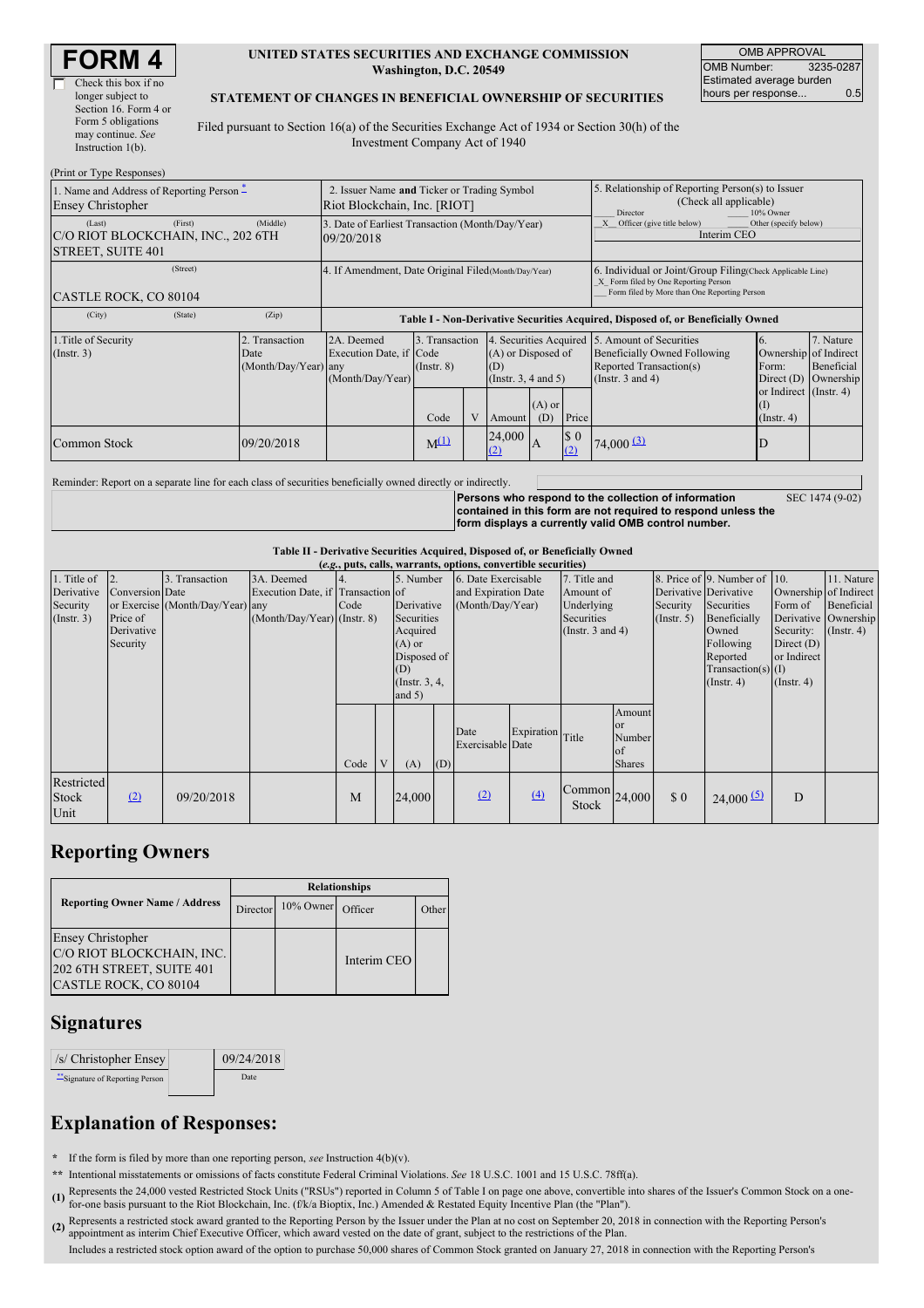# FORM 4

☐ Check this box if no longer subject to Section 16. Form 4 or Form 5 obligations may continue. *See* Instruction 1(b).

**UNITED STATES SECURITIES AND EXCHANGE COMMISSION**
**Washington, D.C. 20549**

**STATEMENT OF CHANGES IN BENEFICIAL OWNERSHIP OF SECURITIES**

Filed pursuant to Section 16(a) of the Securities Exchange Act of 1934 or Section 30(h) of the Investment Company Act of 1940

| OMB APPROVAL | |
|---|---|
| OMB Number: | 3235-0287 |
| Estimated average burden hours per response... | 0.5 |

(Print or Type Responses)

| 1. Name and Address of Reporting Person * | 2. Issuer Name and Ticker or Trading Symbol | 5. Relationship of Reporting Person(s) to Issuer (Check all applicable) |
|---|---|---|
| Ensey Christopher | Riot Blockchain, Inc. [RIOT] | ___ Director ___ 10% Owner |
| (Last) (First) (Middle) C/O RIOT BLOCKCHAIN, INC., 202 6TH STREET, SUITE 401 | 3. Date of Earliest Transaction (Month/Day/Year) 09/20/2018 | _X_ Officer (give title below) ___ Other (specify below) Interim CEO |
| (Street) CASTLE ROCK, CO 80104 | 4. If Amendment, Date Original Filed (Month/Day/Year) | 6. Individual or Joint/Group Filing (Check Applicable Line) _X_ Form filed by One Reporting Person ___ Form filed by More than One Reporting Person |
| (City) (State) (Zip) | | |

**Table I - Non-Derivative Securities Acquired, Disposed of, or Beneficially Owned**

| 1.Title of Security (Instr. 3) | 2. Transaction Date (Month/Day/Year) | 2A. Deemed Execution Date, if any (Month/Day/Year) | 3. Transaction Code (Instr. 8) | | 4. Securities Acquired (A) or Disposed of (D) (Instr. 3, 4 and 5) | | | 5. Amount of Securities Beneficially Owned Following Reported Transaction(s) (Instr. 3 and 4) | 6. Ownership Form: Direct (D) or Indirect (I) (Instr. 4) | 7. Nature of Indirect Beneficial Ownership (Instr. 4) |
|---|---|---|---|---|---|---|---|---|---|---|
| | | | Code | V | Amount | (A) or (D) | Price | | | |
| Common Stock | 09/20/2018 | | M (1) | | 24,000 (2) | A | $ 0 (2) | 74,000 (3) | D | |

Reminder: Report on a separate line for each class of securities beneficially owned directly or indirectly.

**Persons who respond to the collection of information contained in this form are not required to respond unless the form displays a currently valid OMB control number.** SEC 1474 (9-02)

**Table II - Derivative Securities Acquired, Disposed of, or Beneficially Owned**
***(e.g., puts, calls, warrants, options, convertible securities)***

| 1. Title of Derivative Security (Instr. 3) | 2. Conversion or Exercise Price of Derivative Security | 3. Transaction Date (Month/Day/Year) | 3A. Deemed Execution Date, if any (Month/Day/Year) | 4. Transaction Code (Instr. 8) | | 5. Number of Derivative Securities Acquired (A) or Disposed of (D) (Instr. 3, 4, and 5) | | 6. Date Exercisable and Expiration Date (Month/Day/Year) | | 7. Title and Amount of Underlying Securities (Instr. 3 and 4) | | 8. Price of Derivative Security (Instr. 5) | 9. Number of Derivative Securities Beneficially Owned Following Reported Transaction(s) (Instr. 4) | 10. Ownership Form of Derivative Security: Direct (D) or Indirect (I) (Instr. 4) | 11. Nature of Indirect Beneficial Ownership (Instr. 4) |
|---|---|---|---|---|---|---|---|---|---|---|---|---|---|---|---|
| | | | | Code | V | (A) | (D) | Date Exercisable | Expiration Date | Title | Amount or Number of Shares | | | | |
| Restricted Stock Unit | (2) | 09/20/2018 | | M | | 24,000 | | (2) | (4) | Common Stock | 24,000 | $ 0 | 24,000 (5) | D | |

## Reporting Owners

| Reporting Owner Name / Address | Relationships | | | |
|---|---|---|---|---|
| | Director | 10% Owner | Officer | Other |
| Ensey Christopher C/O RIOT BLOCKCHAIN, INC. 202 6TH STREET, SUITE 401 CASTLE ROCK, CO 80104 | | | Interim CEO | |

## Signatures

| /s/ Christopher Ensey | 09/24/2018 |
|---|---|
| **Signature of Reporting Person | Date |

## Explanation of Responses:

\* If the form is filed by more than one reporting person, *see* Instruction 4(b)(v).

\*\* Intentional misstatements or omissions of facts constitute Federal Criminal Violations. *See* 18 U.S.C. 1001 and 15 U.S.C. 78ff(a).

**(1)** Represents the 24,000 vested Restricted Stock Units ("RSUs") reported in Column 5 of Table I on page one above, convertible into shares of the Issuer's Common Stock on a one-for-one basis pursuant to the Riot Blockchain, Inc. (f/k/a Bioptix, Inc.) Amended & Restated Equity Incentive Plan (the "Plan").

**(2)** Represents a restricted stock award granted to the Reporting Person by the Issuer under the Plan at no cost on September 20, 2018 in connection with the Reporting Person's appointment as interim Chief Executive Officer, which award vested on the date of grant, subject to the restrictions of the Plan.

Includes a restricted stock option award of the option to purchase 50,000 shares of Common Stock granted on January 27, 2018 in connection with the Reporting Person's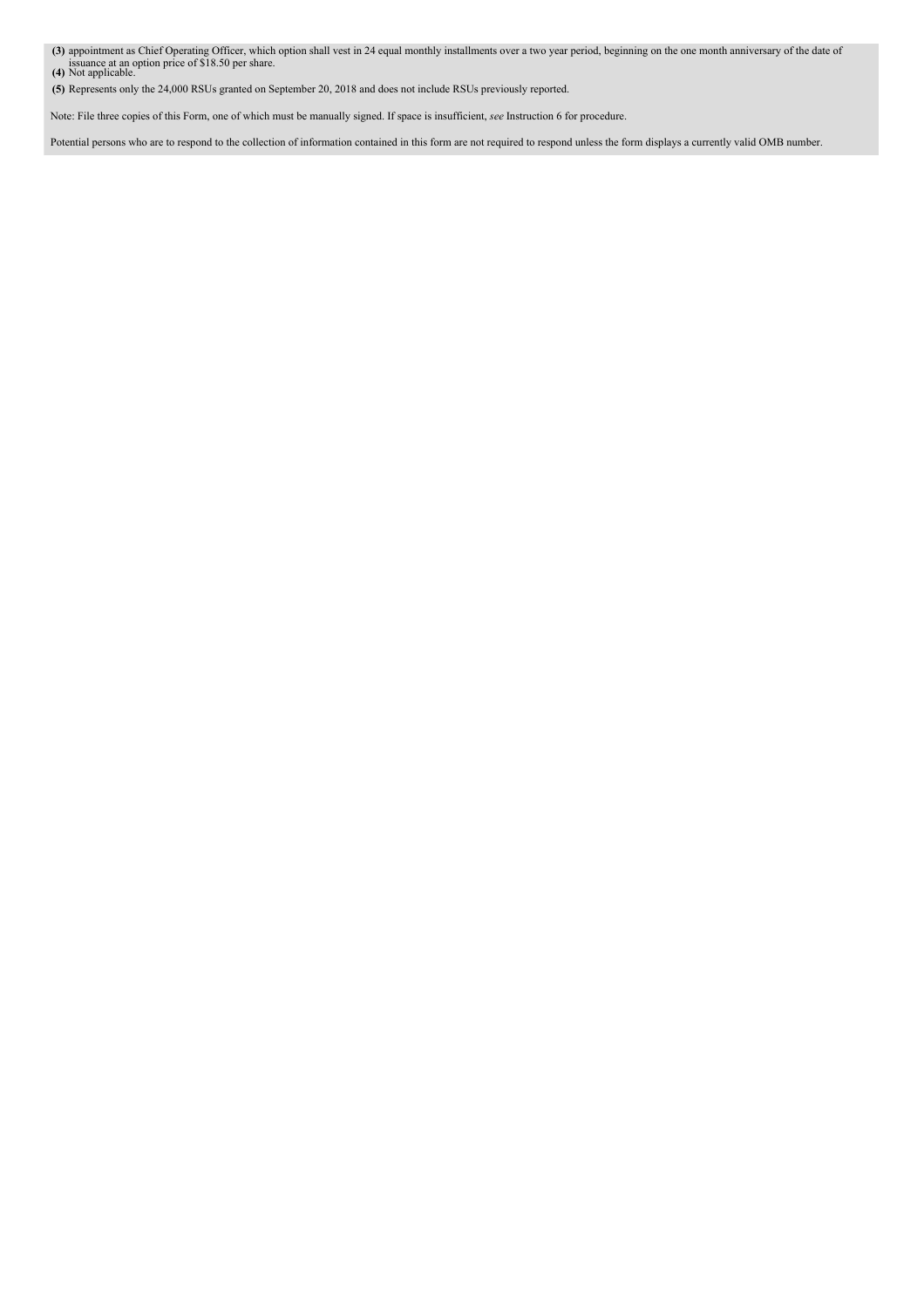**(3)** appointment as Chief Operating Officer, which option shall vest in 24 equal monthly installments over a two year period, beginning on the one month anniversary of the date of issuance at an option price of $18.50 per share.

**(4)** Not applicable.

**(5)** Represents only the 24,000 RSUs granted on September 20, 2018 and does not include RSUs previously reported.

Note: File three copies of this Form, one of which must be manually signed. If space is insufficient, *see* Instruction 6 for procedure.

Potential persons who are to respond to the collection of information contained in this form are not required to respond unless the form displays a currently valid OMB number.